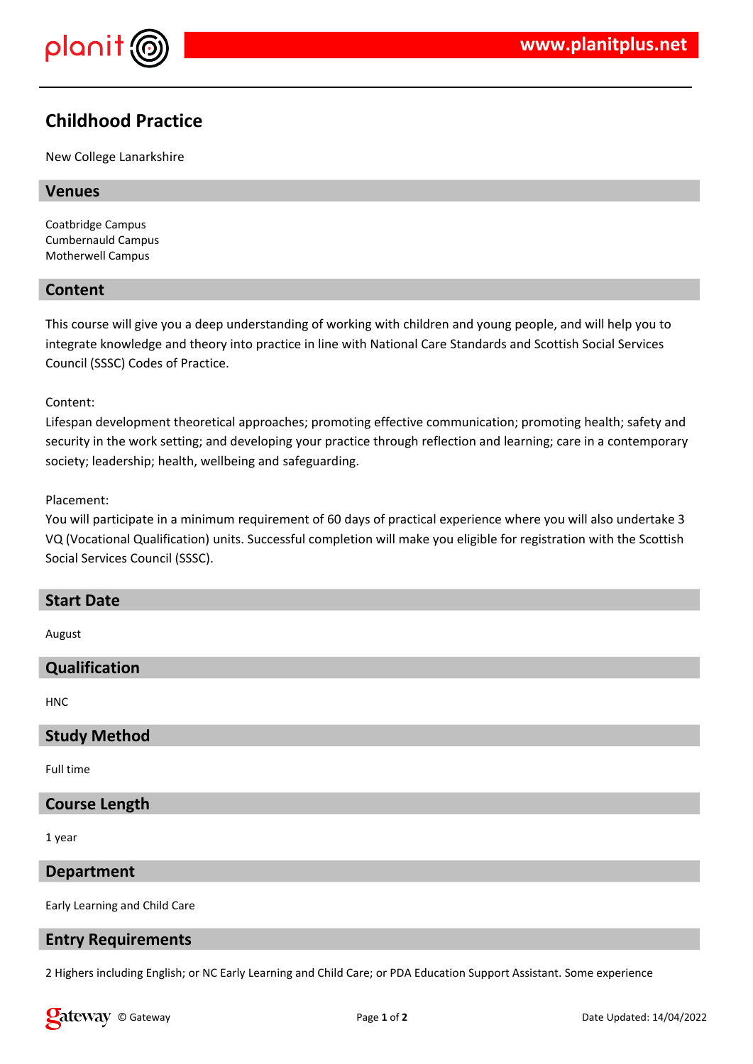# Childhood Practice

New College Lanarkshire

## Venues

Coatbridge Campus
Cumbernauld Campus
Motherwell Campus

## Content

This course will give you a deep understanding of working with children and young people, and will help you to integrate knowledge and theory into practice in line with National Care Standards and Scottish Social Services Council (SSSC) Codes of Practice.

Content:
Lifespan development theoretical approaches; promoting effective communication; promoting health; safety and security in the work setting; and developing your practice through reflection and learning; care in a contemporary society; leadership; health, wellbeing and safeguarding.

Placement:
You will participate in a minimum requirement of 60 days of practical experience where you will also undertake 3 VQ (Vocational Qualification) units. Successful completion will make you eligible for registration with the Scottish Social Services Council (SSSC).

## Start Date

August

## Qualification

HNC

## Study Method

Full time

## Course Length

1 year

## Department

Early Learning and Child Care

## Entry Requirements

2 Highers including English; or NC Early Learning and Child Care; or PDA Education Support Assistant. Some experience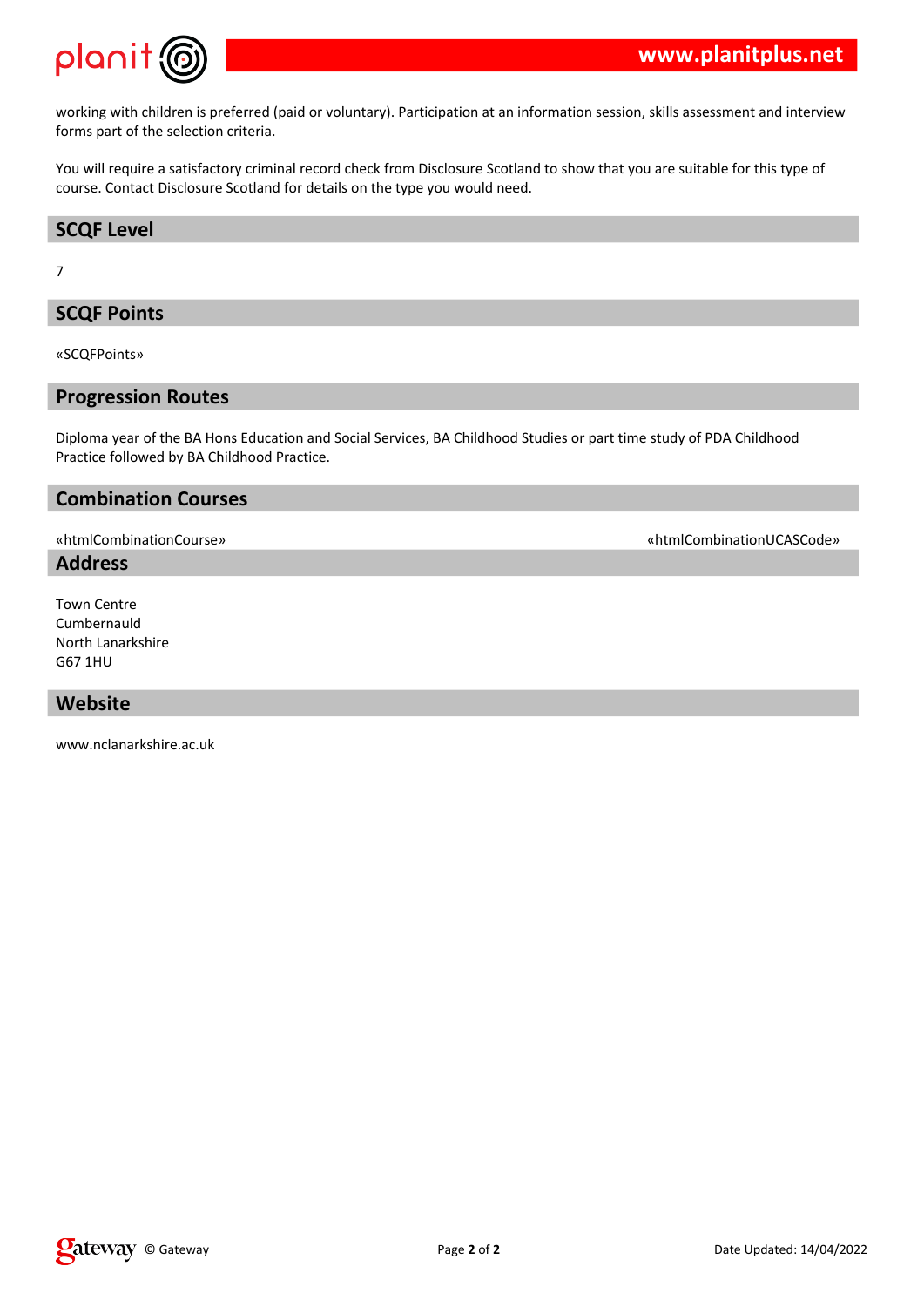working with children is preferred (paid or voluntary). Participation at an information session, skills assessment and interview forms part of the selection criteria.

You will require a satisfactory criminal record check from Disclosure Scotland to show that you are suitable for this type of course. Contact Disclosure Scotland for details on the type you would need.

## SCQF Level

7

## SCQF Points

«SCQFPoints»

## Progression Routes

Diploma year of the BA Hons Education and Social Services, BA Childhood Studies or part time study of PDA Childhood Practice followed by BA Childhood Practice.

## Combination Courses

«htmlCombinationCourse» «htmlCombinationUCASCode»

## Address

Town Centre
Cumbernauld
North Lanarkshire
G67 1HU

## Website

www.nclanarkshire.ac.uk